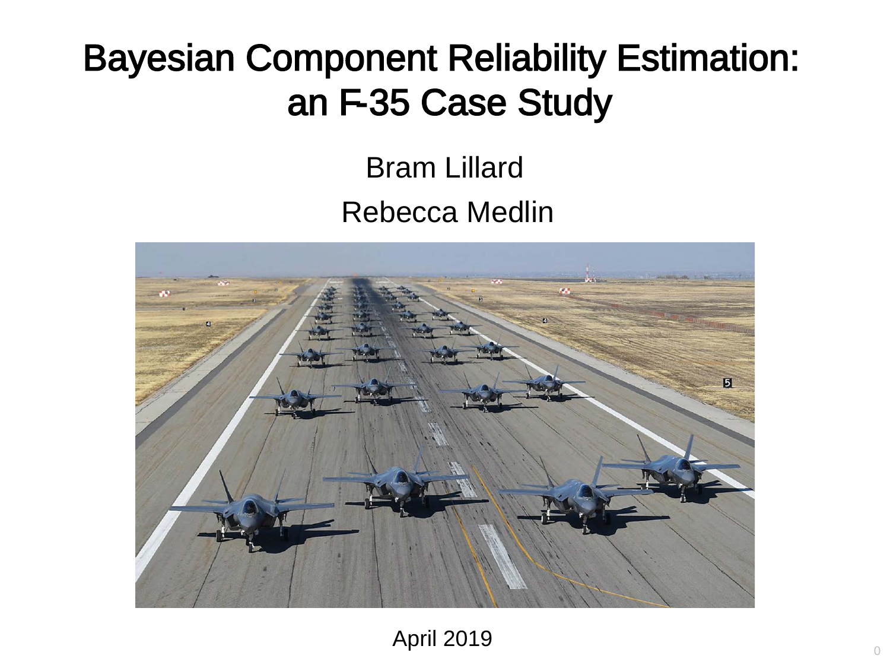# Bayesian Component Reliability Estimation: an F-35 Case Study

Bram Lillard

Rebecca Medlin

April 2019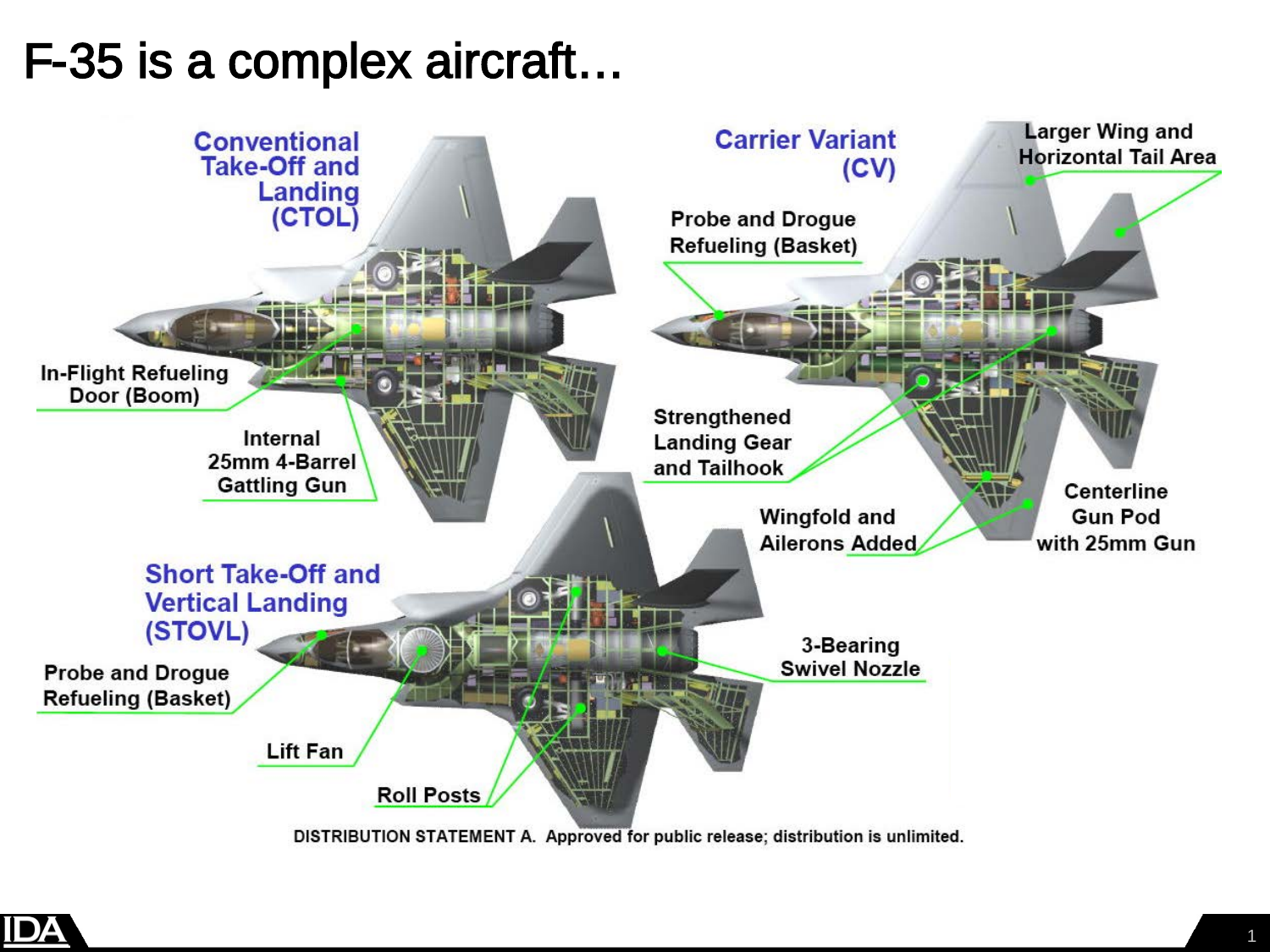# F-35 is a complex aircraft…

**Conventional Take-Off and Landing (CTOL)**

- In-Flight Refueling Door (Boom)
- Internal 25mm 4-Barrel Gattling Gun

**Carrier Variant (CV)**

- Probe and Drogue Refueling (Basket)
- Larger Wing and Horizontal Tail Area
- Strengthened Landing Gear and Tailhook
- Wingfold and Ailerons Added
- Centerline Gun Pod with 25mm Gun

**Short Take-Off and Vertical Landing (STOVL)**

- Probe and Drogue Refueling (Basket)
- Lift Fan
- Roll Posts
- 3-Bearing Swivel Nozzle

DISTRIBUTION STATEMENT A. Approved for public release; distribution is unlimited.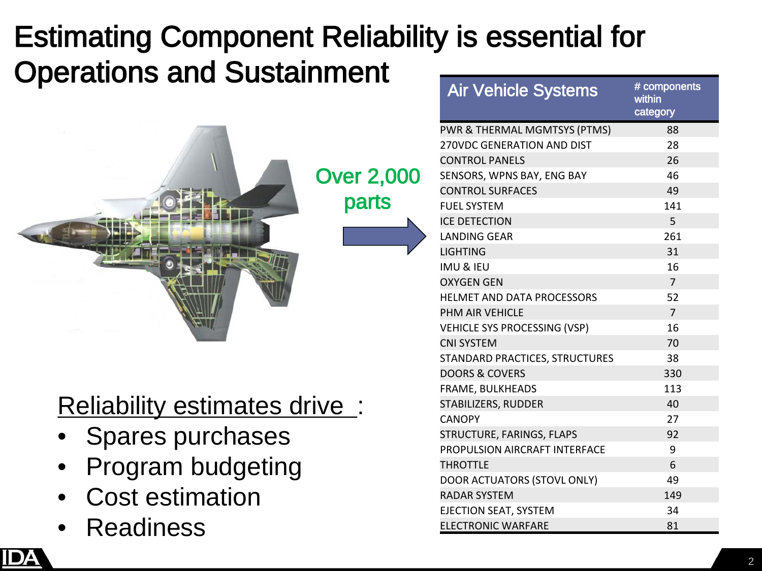# Estimating Component Reliability is essential for Operations and Sustainment

Over 2,000 parts

| Air Vehicle Systems | # components within category |
|---|---|
| PWR & THERMAL MGMTSYS (PTMS) | 88 |
| 270VDC GENERATION AND DIST | 28 |
| CONTROL PANELS | 26 |
| SENSORS, WPNS BAY, ENG BAY | 46 |
| CONTROL SURFACES | 49 |
| FUEL SYSTEM | 141 |
| ICE DETECTION | 5 |
| LANDING GEAR | 261 |
| LIGHTING | 31 |
| IMU & IEU | 16 |
| OXYGEN GEN | 7 |
| HELMET AND DATA PROCESSORS | 52 |
| PHM AIR VEHICLE | 7 |
| VEHICLE SYS PROCESSING (VSP) | 16 |
| CNI SYSTEM | 70 |
| STANDARD PRACTICES, STRUCTURES | 38 |
| DOORS & COVERS | 330 |
| FRAME, BULKHEADS | 113 |
| STABILIZERS, RUDDER | 40 |
| CANOPY | 27 |
| STRUCTURE, FARINGS, FLAPS | 92 |
| PROPULSION AIRCRAFT INTERFACE | 9 |
| THROTTLE | 6 |
| DOOR ACTUATORS (STOVL ONLY) | 49 |
| RADAR SYSTEM | 149 |
| EJECTION SEAT, SYSTEM | 34 |
| ELECTRONIC WARFARE | 81 |

Reliability estimates drive :

- Spares purchases
- Program budgeting
- Cost estimation
- Readiness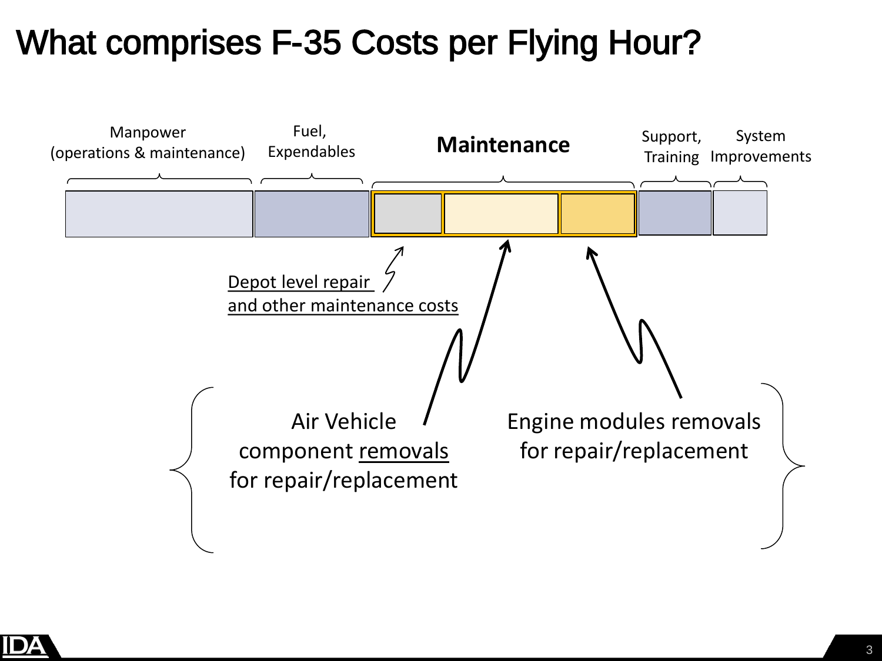# What comprises F-35 Costs per Flying Hour?

Manpower (operations & maintenance)

Fuel, Expendables

**Maintenance**

Support, Training

System Improvements

Depot level repair and other maintenance costs

Air Vehicle component removals for repair/replacement

Engine modules removals for repair/replacement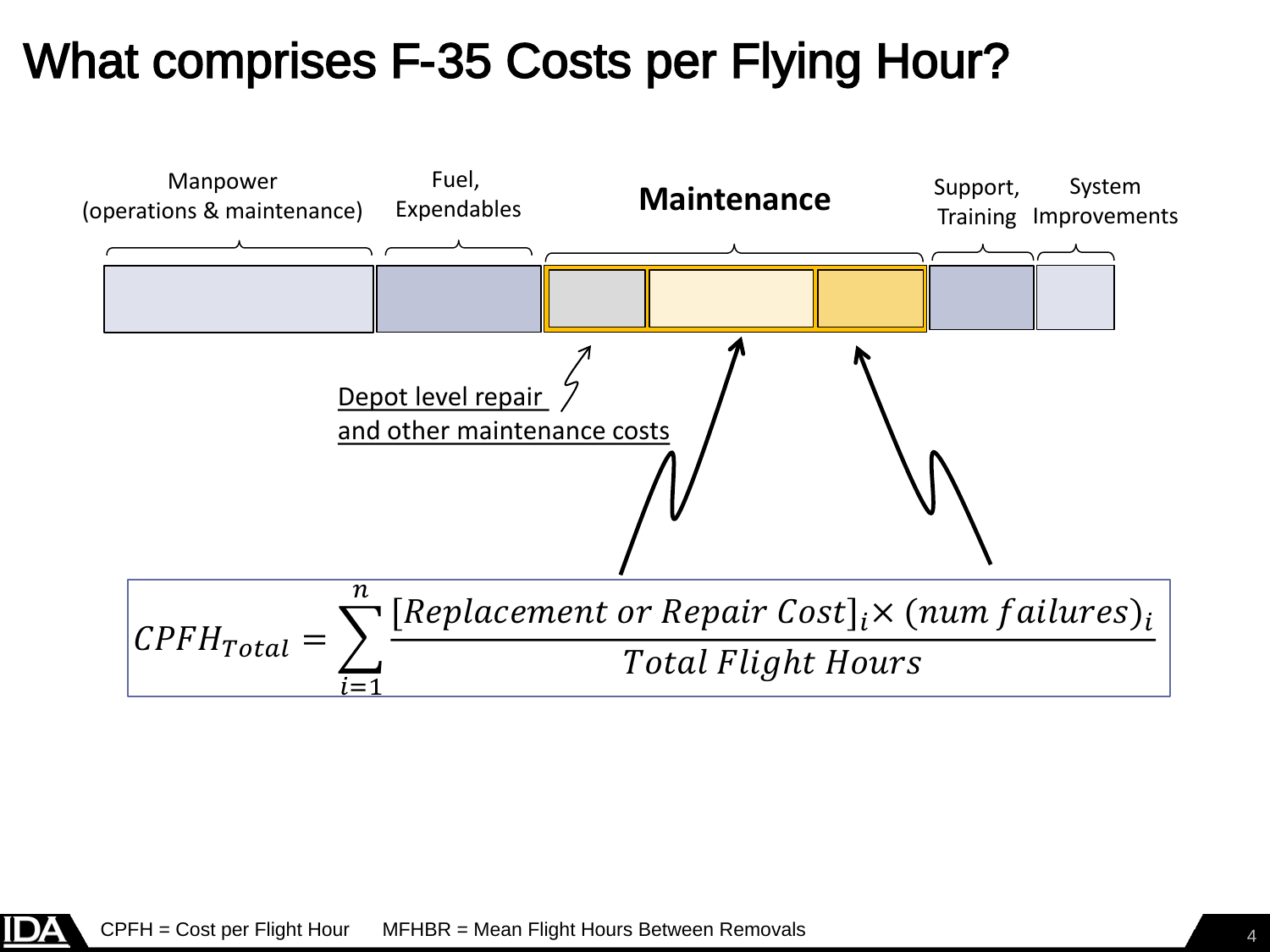# What comprises F-35 Costs per Flying Hour?

Manpower (operations & maintenance) | Fuel, Expendables | **Maintenance** | Support, Training | System Improvements

Depot level repair and other maintenance costs

$$CPFH_{Total} = \sum_{i=1}^{n} \frac{[Replacement\ or\ Repair\ Cost]_i \times (num\ failures)_i}{Total\ Flight\ Hours}$$

CPFH = Cost per Flight Hour     MFHBR = Mean Flight Hours Between Removals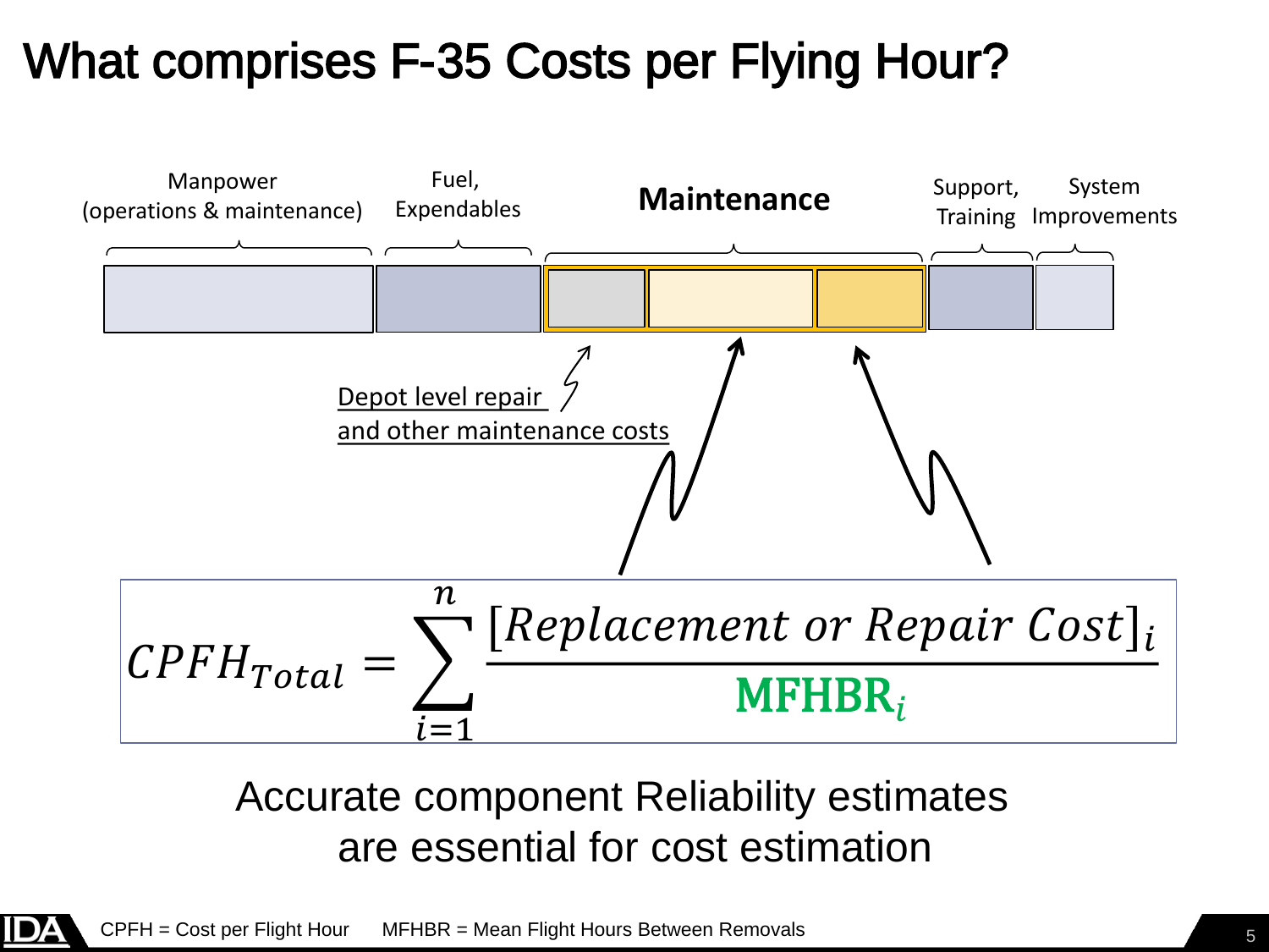# What comprises F-35 Costs per Flying Hour?

Manpower (operations & maintenance) | Fuel, Expendables | **Maintenance** | Support, Training | System Improvements

Depot level repair and other maintenance costs

$$CPFH_{Total} = \sum_{i=1}^{n} \frac{[Replacement\ or\ Repair\ Cost]_i}{\mathbf{MFHBR}_i}$$

Accurate component Reliability estimates are essential for cost estimation

CPFH = Cost per Flight Hour    MFHBR = Mean Flight Hours Between Removals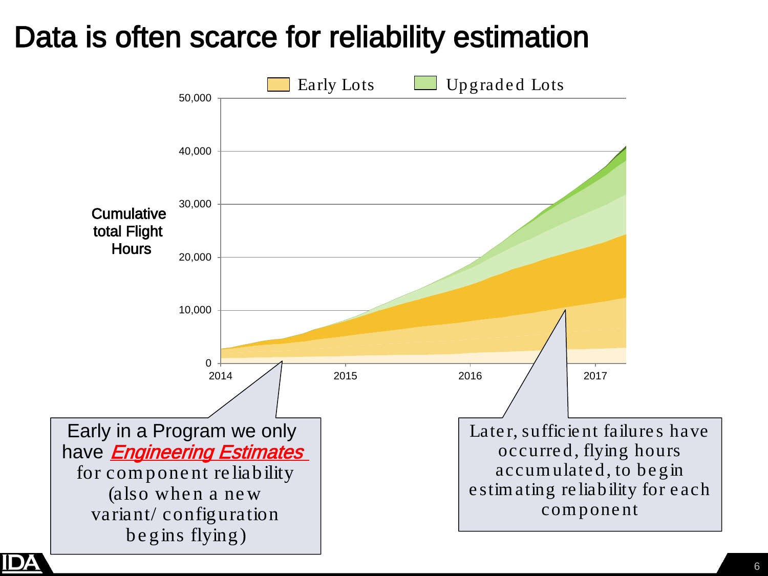# Data is often scarce for reliability estimation

Early Lots | Upgraded Lots

Cumulative total Flight Hours

50,000
40,000
30,000
20,000
10,000
0

2014 | 2015 | 2016 | 2017

Early in a Program we only have ***Engineering Estimates*** for component reliability (also when a new variant/ configuration begins flying)

Later, sufficient failures have occurred, flying hours accumulated, to begin estimating reliability for each component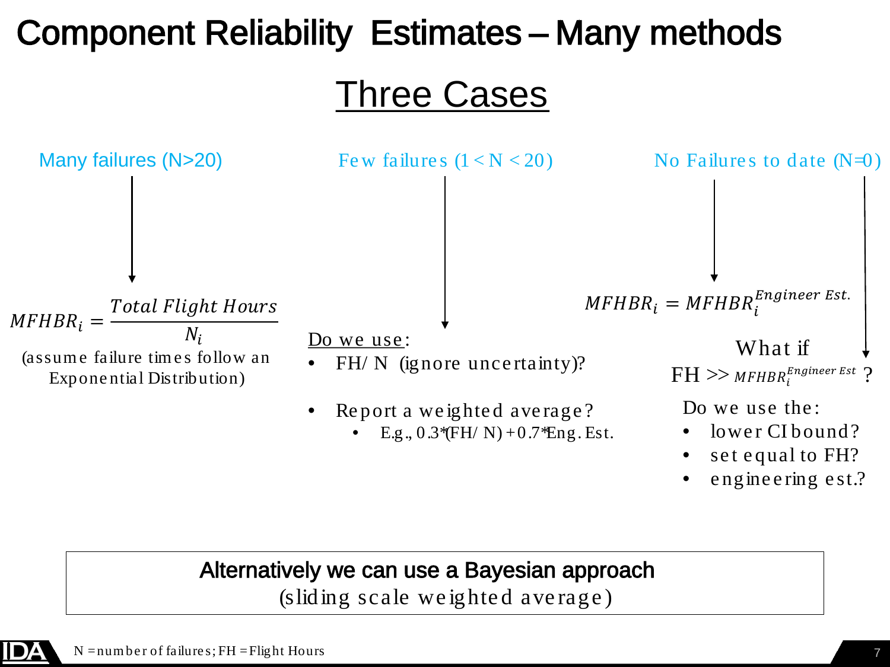# Component Reliability Estimates – Many methods

## Three Cases

### Many failures (N>20)

$$MFHBR_i = \frac{Total\ Flight\ Hours}{N_i}$$

(assume failure times follow an Exponential Distribution)

### Few failures (1 < N < 20)

Do we use:

- FH/N (ignore uncertainty)?
- Report a weighted average?
  - E.g., 0.3*(FH/N) + 0.7*Eng. Est.

### No Failures to date (N=0)

$$MFHBR_i = MFHBR_i^{Engineer\ Est.}$$

What if FH >> $MFHBR_i^{Engineer\ Est}$ ?

Do we use the:

- lower CI bound?
- set equal to FH?
- engineering est.?

**Alternatively we can use a Bayesian approach**
(sliding scale weighted average)

N = number of failures; FH = Flight Hours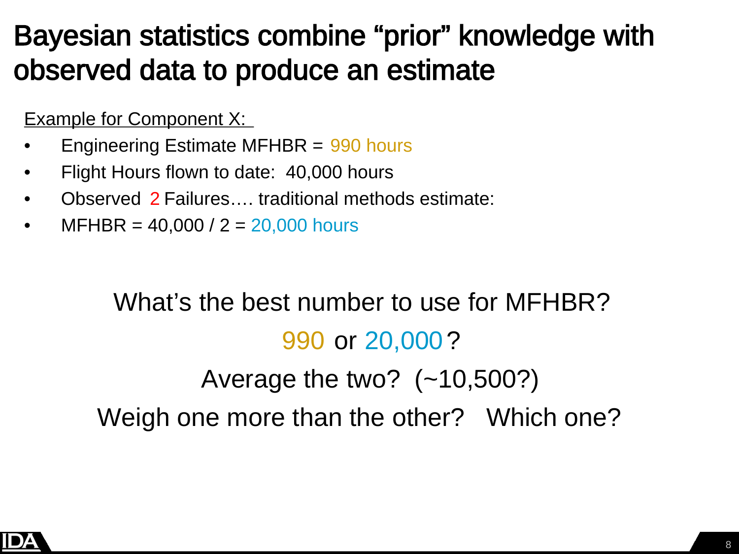# Bayesian statistics combine "prior" knowledge with observed data to produce an estimate

Example for Component X:

- Engineering Estimate MFHBR = 990 hours
- Flight Hours flown to date: 40,000 hours
- Observed 2 Failures…. traditional methods estimate:
- MFHBR = 40,000 / 2 = 20,000 hours

What's the best number to use for MFHBR?

990 or 20,000 ?

Average the two? (~10,500?)

Weigh one more than the other? Which one?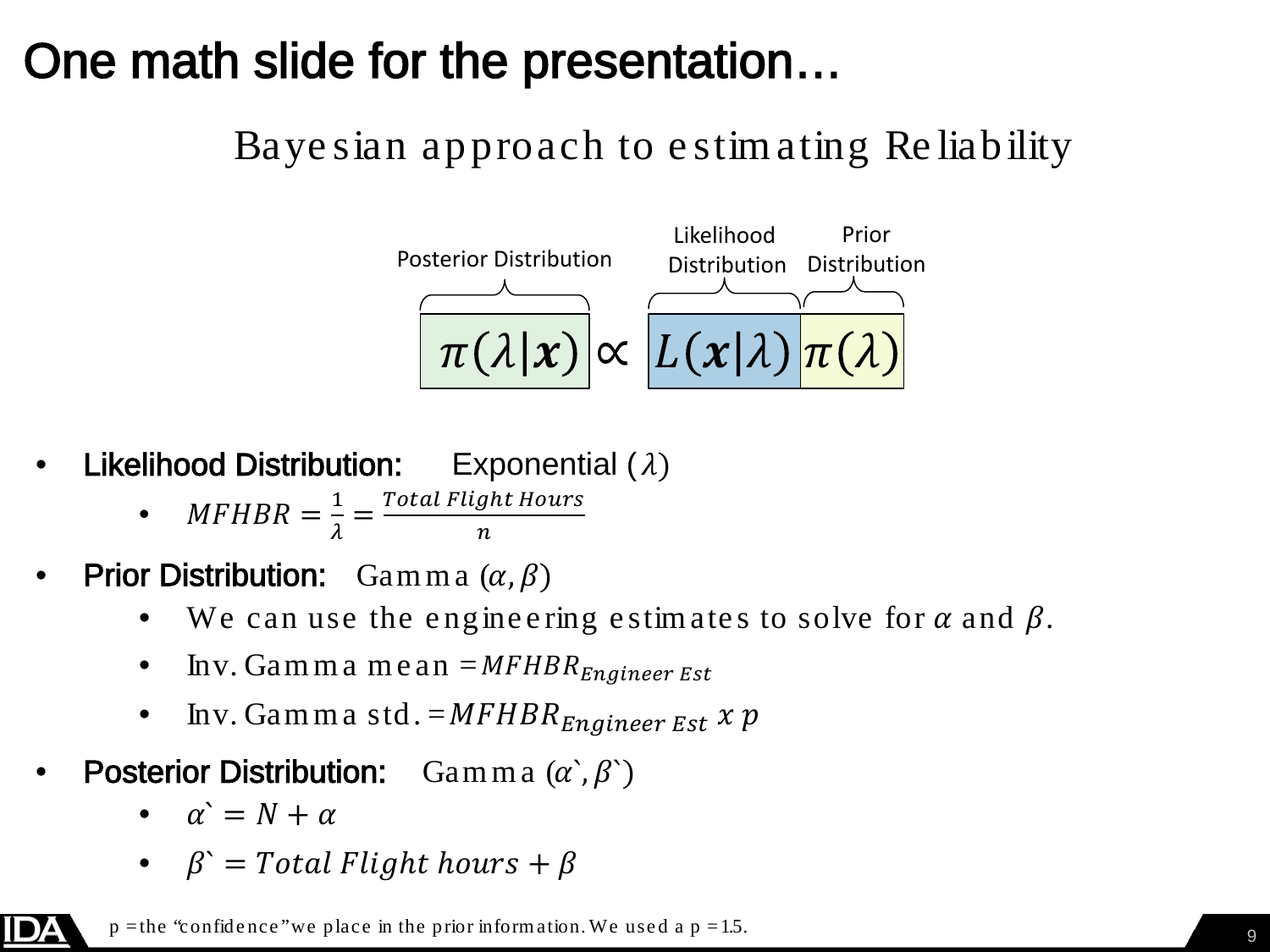# One math slide for the presentation…

## Bayesian approach to estimating Reliability

$$\underbrace{\pi(\lambda|\boldsymbol{x})}_{\text{Posterior Distribution}} \propto \underbrace{L(\boldsymbol{x}|\lambda)}_{\text{Likelihood Distribution}} \underbrace{\pi(\lambda)}_{\text{Prior Distribution}}$$

- **Likelihood Distribution:** Exponential ($\lambda$)
  - $MFHBR = \frac{1}{\lambda} = \frac{Total\ Flight\ Hours}{n}$
- **Prior Distribution:** Gamma ($\alpha, \beta$)
  - We can use the engineering estimates to solve for $\alpha$ and $\beta$.
  - Inv. Gamma mean $= MFHBR_{Engineer\ Est}$
  - Inv. Gamma std. $= MFHBR_{Engineer\ Est}\ x\ p$
- **Posterior Distribution:** Gamma ($\alpha`, \beta`$)
  - $\alpha` = N + \alpha$
  - $\beta` = Total\ Flight\ hours + \beta$

p = the "confidence" we place in the prior information. We used a p = 1.5.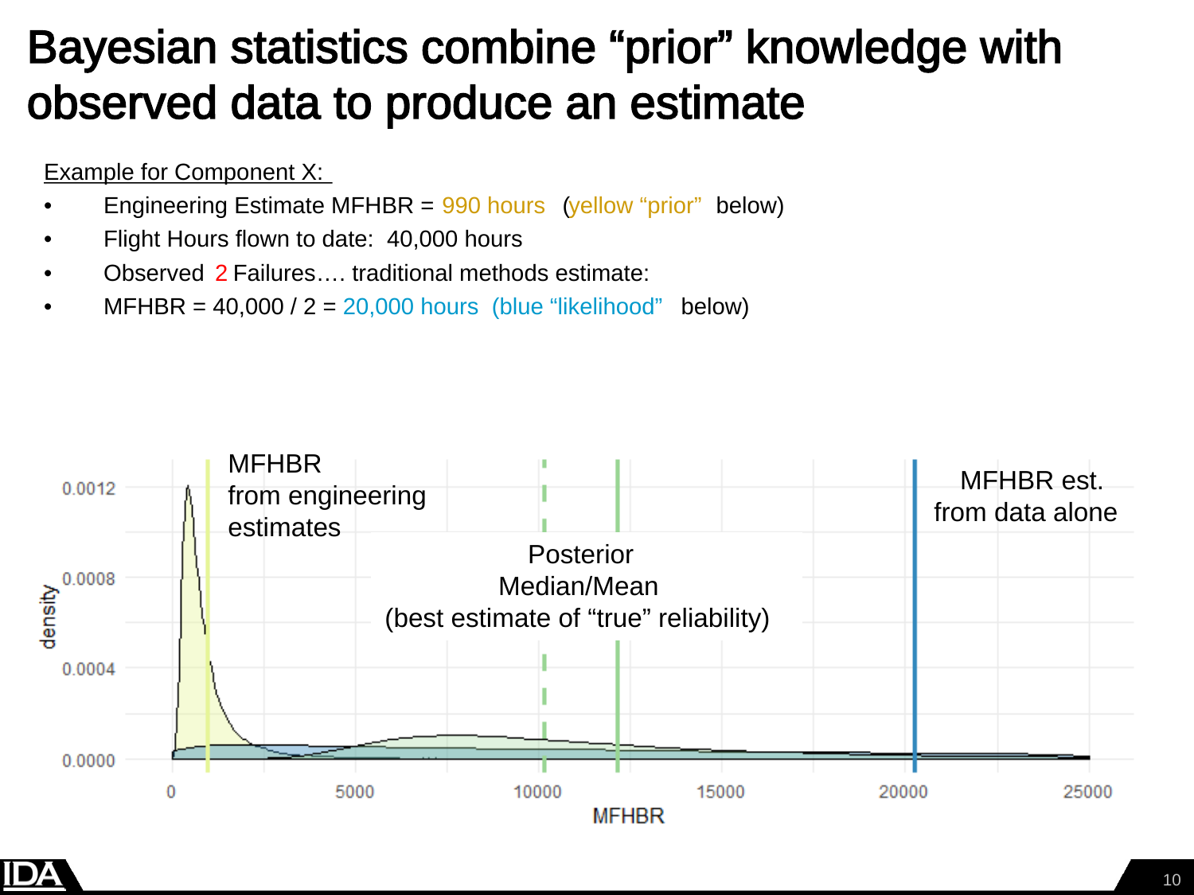# Bayesian statistics combine "prior" knowledge with observed data to produce an estimate

Example for Component X:

- Engineering Estimate MFHBR = 990 hours (yellow "prior" below)
- Flight Hours flown to date: 40,000 hours
- Observed 2 Failures…. traditional methods estimate:
- MFHBR = 40,000 / 2 = 20,000 hours (blue "likelihood" below)

MFHBR from engineering estimates

Posterior Median/Mean (best estimate of "true" reliability)

MFHBR est. from data alone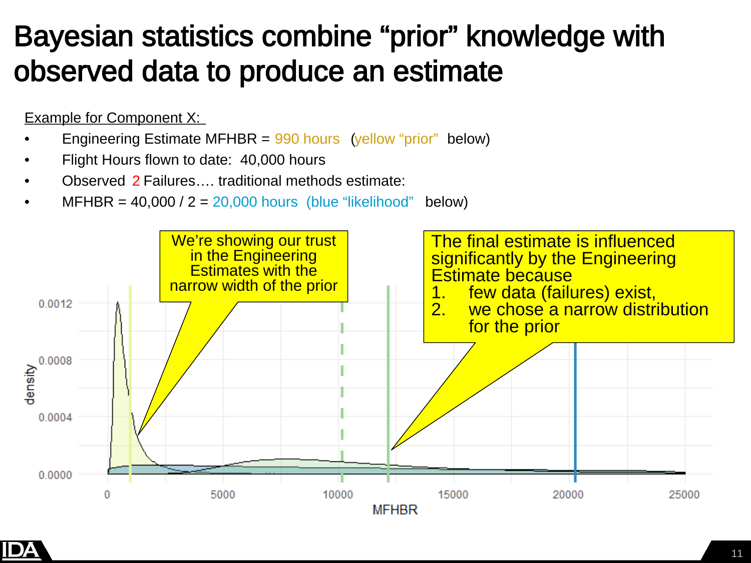# Bayesian statistics combine "prior" knowledge with observed data to produce an estimate

Example for Component X:

- Engineering Estimate MFHBR = 990 hours (yellow "prior" below)
- Flight Hours flown to date: 40,000 hours
- Observed 2 Failures…. traditional methods estimate:
- MFHBR = 40,000 / 2 = 20,000 hours (blue "likelihood" below)

We're showing our trust in the Engineering Estimates with the narrow width of the prior

The final estimate is influenced significantly by the Engineering Estimate because

1. few data (failures) exist,
2. we chose a narrow distribution for the prior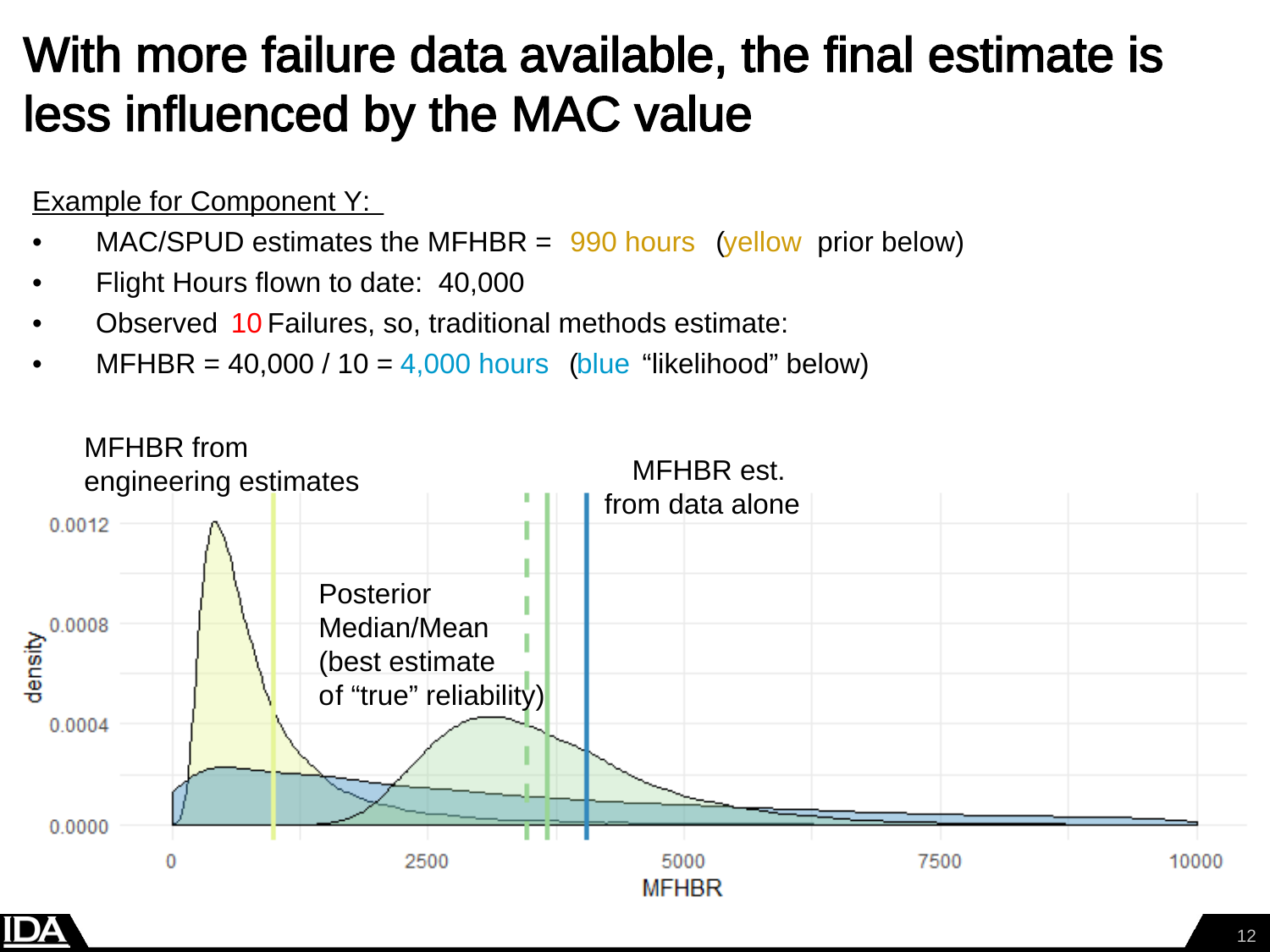# With more failure data available, the final estimate is less influenced by the MAC value

Example for Component Y:

- MAC/SPUD estimates the MFHBR = 990 hours (yellow prior below)
- Flight Hours flown to date: 40,000
- Observed 10 Failures, so, traditional methods estimate:
- MFHBR = 40,000 / 10 = 4,000 hours (blue "likelihood" below)

MFHBR from engineering estimates

MFHBR est. from data alone

Posterior Median/Mean (best estimate of "true" reliability)

density

0.0012

0.0008

0.0004

0.0000

0 2500 5000 7500 10000

MFHBR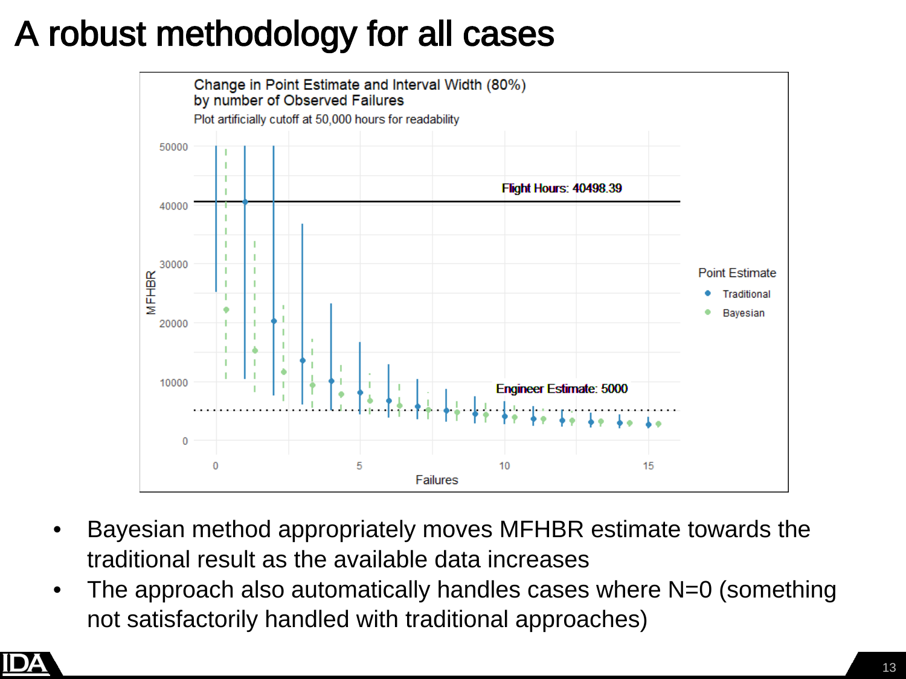# A robust methodology for all cases

Change in Point Estimate and Interval Width (80%) by number of Observed Failures

Plot artificially cutoff at 50,000 hours for readability

- Bayesian method appropriately moves MFHBR estimate towards the traditional result as the available data increases
- The approach also automatically handles cases where N=0 (something not satisfactorily handled with traditional approaches)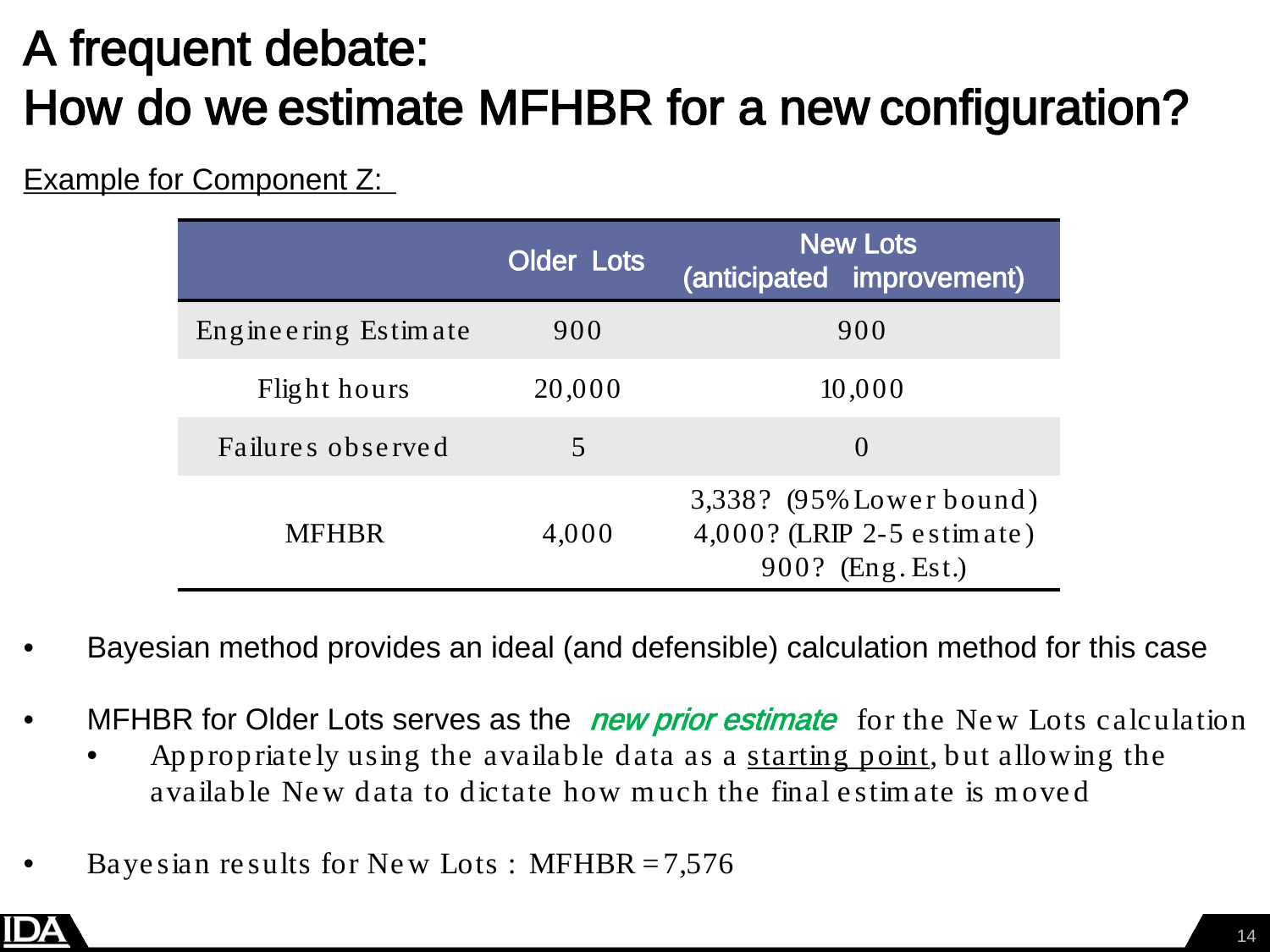# A frequent debate:
# How do we estimate MFHBR for a new configuration?

Example for Component Z:

| | Older Lots | New Lots (anticipated improvement) |
|---|---|---|
| Engineering Estimate | 900 | 900 |
| Flight hours | 20,000 | 10,000 |
| Failures observed | 5 | 0 |
| MFHBR | 4,000 | 3,338? (95% Lower bound)<br>4,000? (LRIP 2-5 estimate)<br>900? (Eng. Est.) |

- Bayesian method provides an ideal (and defensible) calculation method for this case
- MFHBR for Older Lots serves as the *new prior estimate* for the New Lots calculation
  - Appropriately using the available data as a starting point, but allowing the available New data to dictate how much the final estimate is moved
- Bayesian results for New Lots : MFHBR = 7,576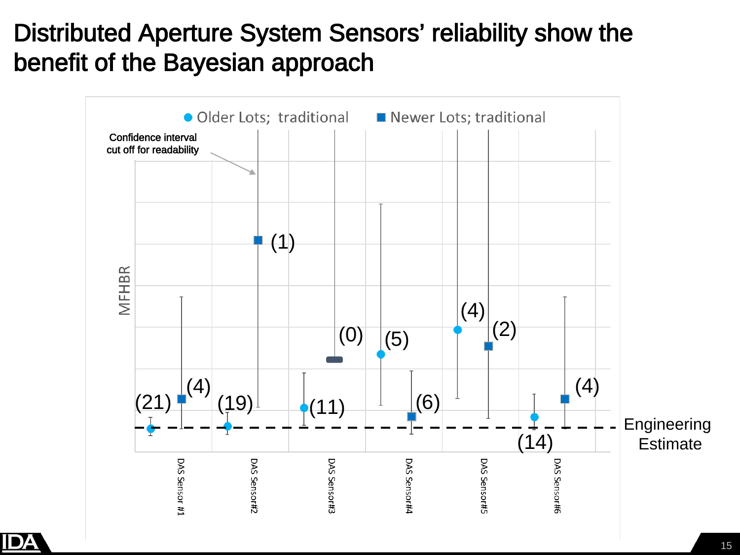# Distributed Aperture System Sensors' reliability show the benefit of the Bayesian approach

Older Lots; traditional | Newer Lots; traditional

Confidence interval cut off for readability

MFHBR

| Sensor | Older Lots; traditional (n) | Newer Lots; traditional (n) |
|---|---|---|
| DAS Sensor #1 | (21) | (4) |
| DAS Sensor#2 | (19) | (1) |
| DAS Sensor#3 | (11) | (0) |
| DAS Sensor#4 | (5) | (6) |
| DAS Sensor#5 | (4) | (2) |
| DAS Sensor#6 | (14) | (4) |

Engineering Estimate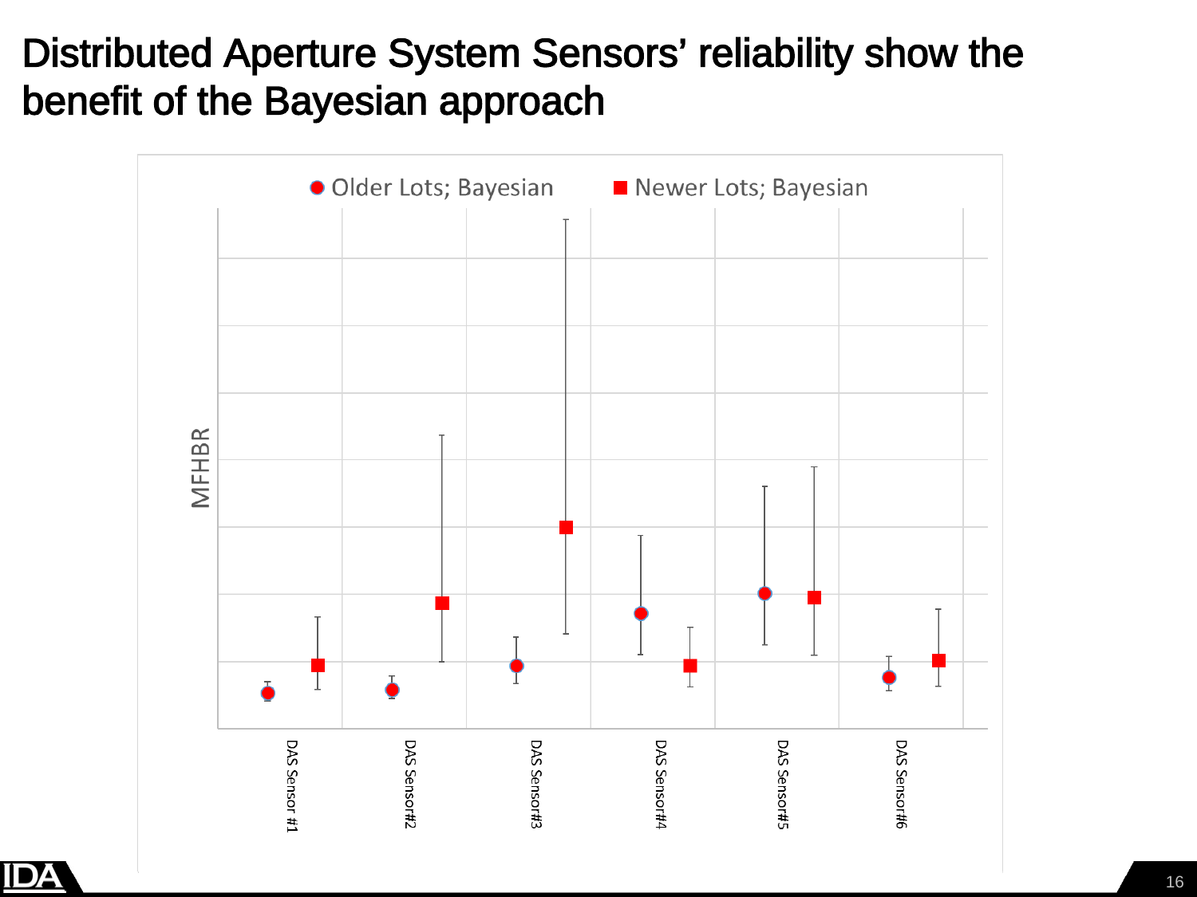# Distributed Aperture System Sensors' reliability show the benefit of the Bayesian approach

● Older Lots; Bayesian ■ Newer Lots; Bayesian

MFHBR

DAS Sensor #1

DAS Sensor#2

DAS Sensor#3

DAS Sensor#4

DAS Sensor#5

DAS Sensor#6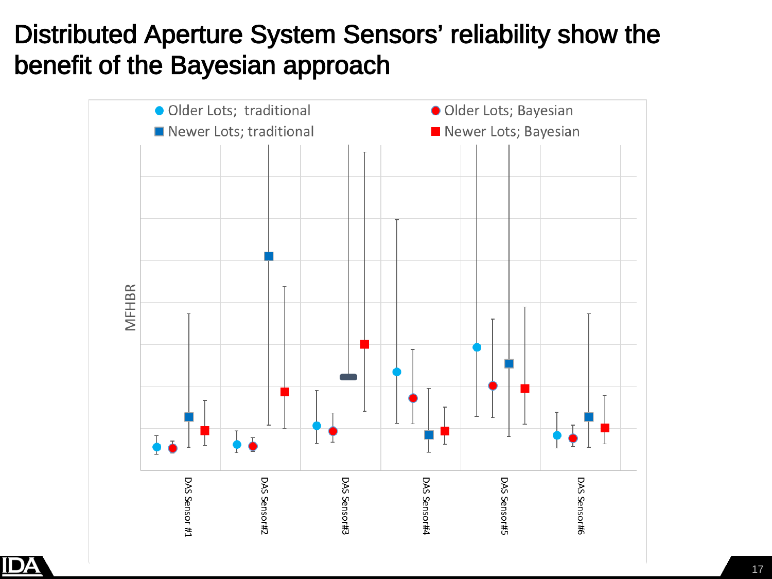# Distributed Aperture System Sensors' reliability show the benefit of the Bayesian approach

- Older Lots; traditional
- Older Lots; Bayesian
- Newer Lots; traditional
- Newer Lots; Bayesian

MFHBR

DAS Sensor #1 | DAS Sensor#2 | DAS Sensor#3 | DAS Sensor#4 | DAS Sensor#5 | DAS Sensor#6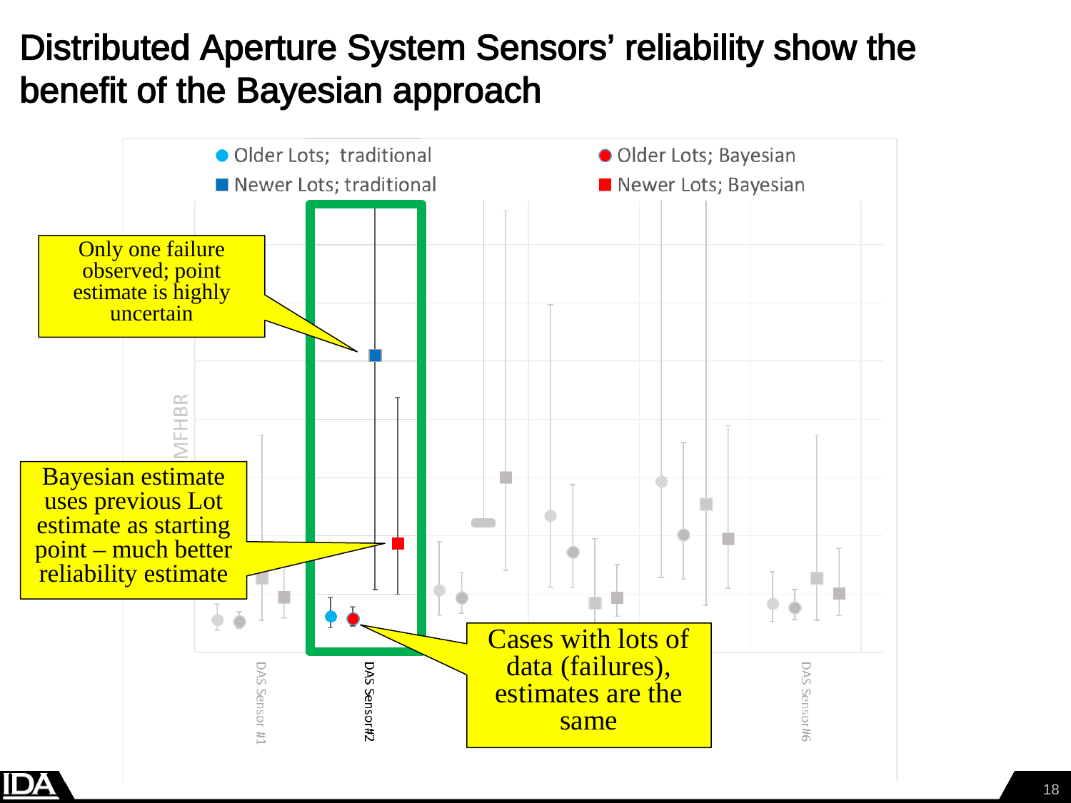# Distributed Aperture System Sensors' reliability show the benefit of the Bayesian approach

- Older Lots; traditional
- Newer Lots; traditional
- Older Lots; Bayesian
- Newer Lots; Bayesian

MFHBR

DAS Sensor #1

DAS Sensor#2

DAS Sensor#6

Only one failure observed; point estimate is highly uncertain

Bayesian estimate uses previous Lot estimate as starting point – much better reliability estimate

Cases with lots of data (failures), estimates are the same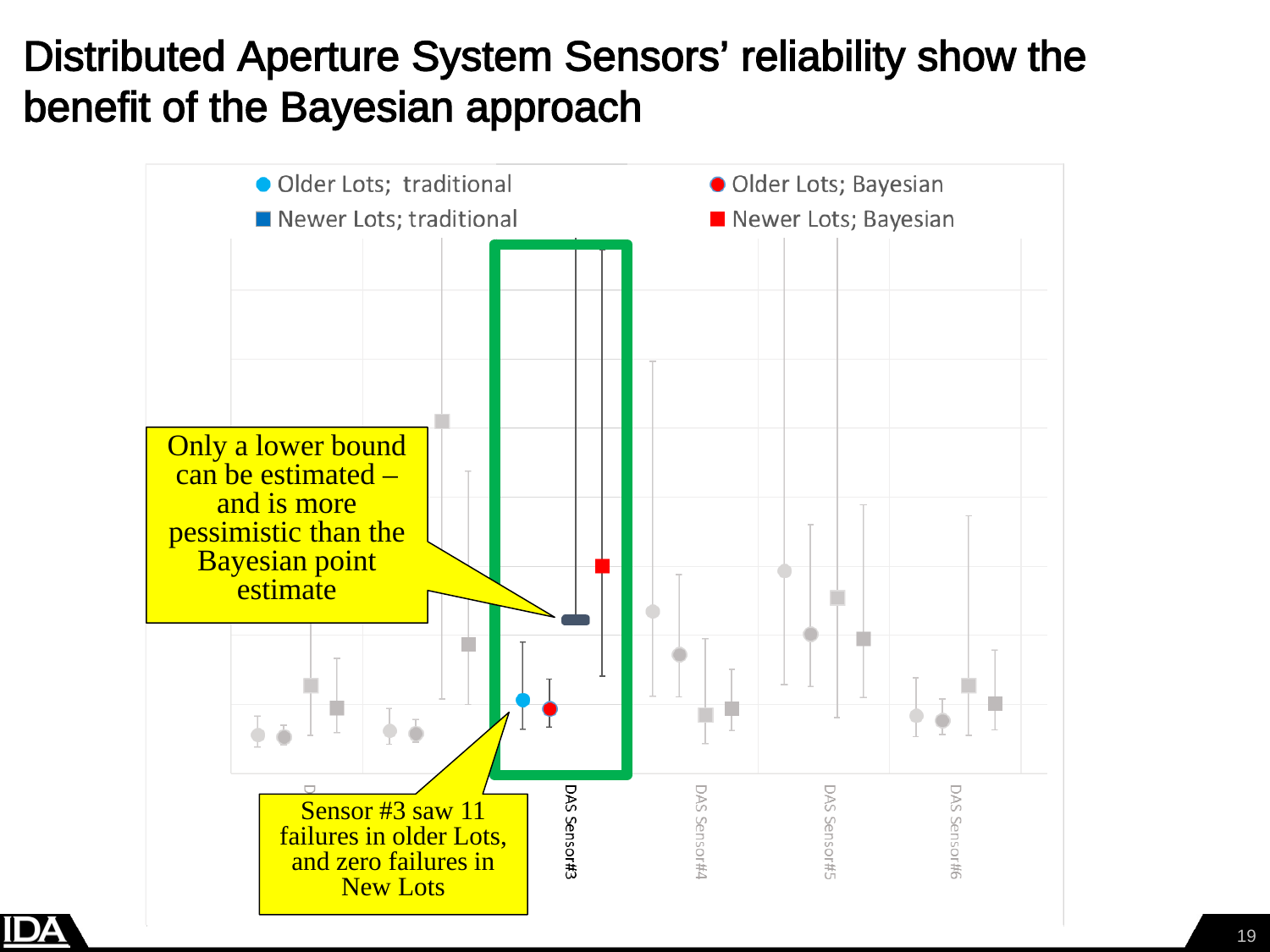# Distributed Aperture System Sensors' reliability show the benefit of the Bayesian approach

● Older Lots; traditional ● Older Lots; Bayesian
■ Newer Lots; traditional ■ Newer Lots; Bayesian

Only a lower bound can be estimated – and is more pessimistic than the Bayesian point estimate

Sensor #3 saw 11 failures in older Lots, and zero failures in New Lots

DAS Sensor#3 DAS Sensor#4 DAS Sensor#5 DAS Sensor#6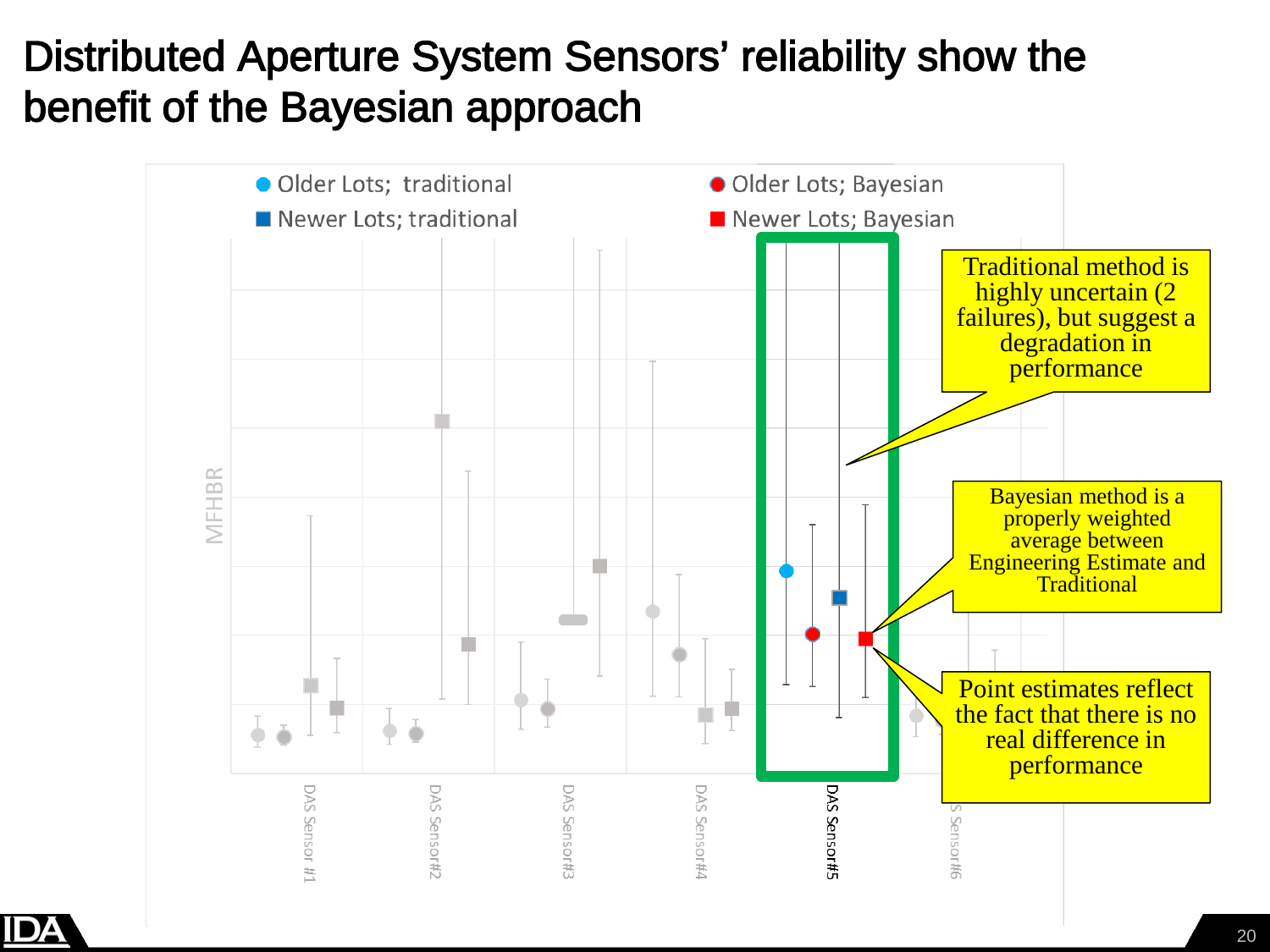# Distributed Aperture System Sensors' reliability show the benefit of the Bayesian approach

- Older Lots; traditional
- Older Lots; Bayesian
- Newer Lots; traditional
- Newer Lots; Bayesian

MFHBR

DAS Sensor #1, DAS Sensor#2, DAS Sensor#3, DAS Sensor#4, DAS Sensor#5, DAS Sensor#6

Traditional method is highly uncertain (2 failures), but suggest a degradation in performance

Bayesian method is a properly weighted average between Engineering Estimate and Traditional

Point estimates reflect the fact that there is no real difference in performance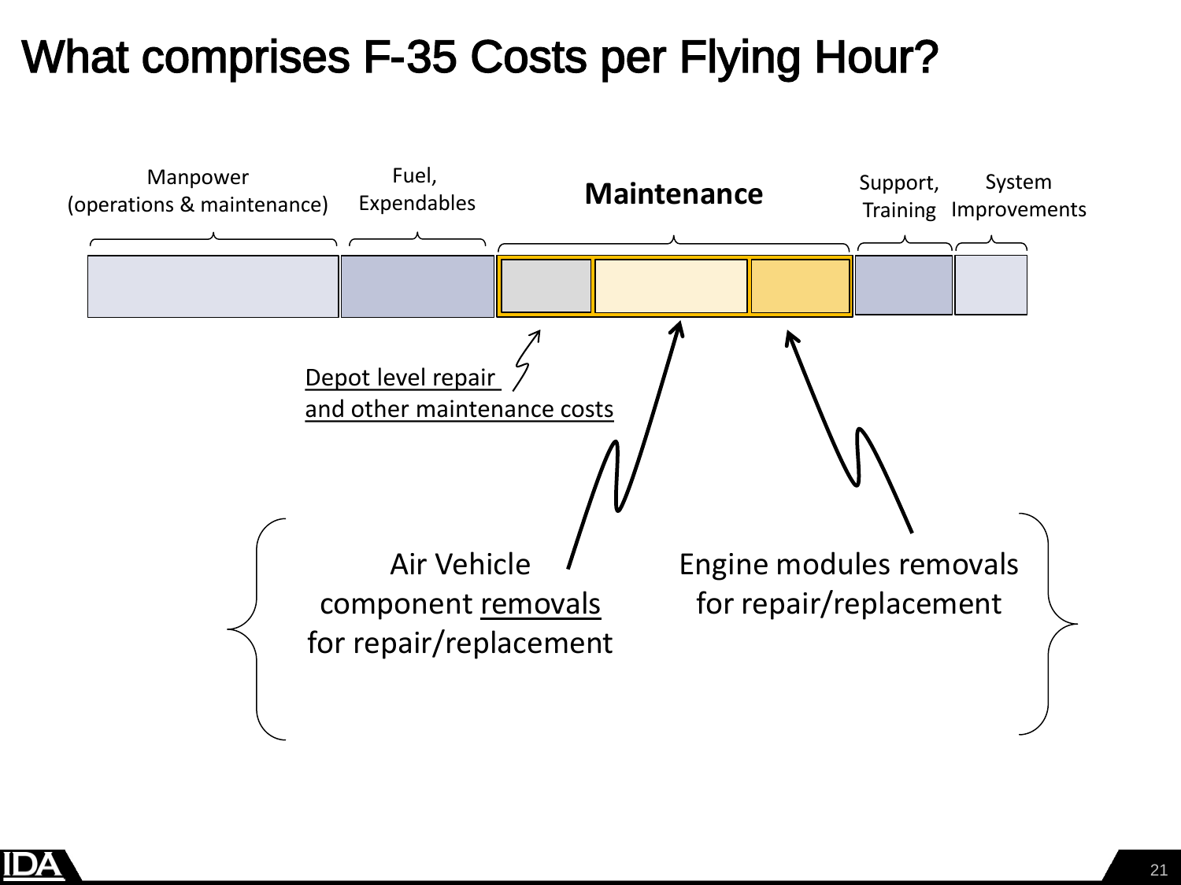# What comprises F-35 Costs per Flying Hour?

Manpower (operations & maintenance)

Fuel, Expendables

**Maintenance**

Support, Training

System Improvements

Depot level repair and other maintenance costs

Air Vehicle component removals for repair/replacement

Engine modules removals for repair/replacement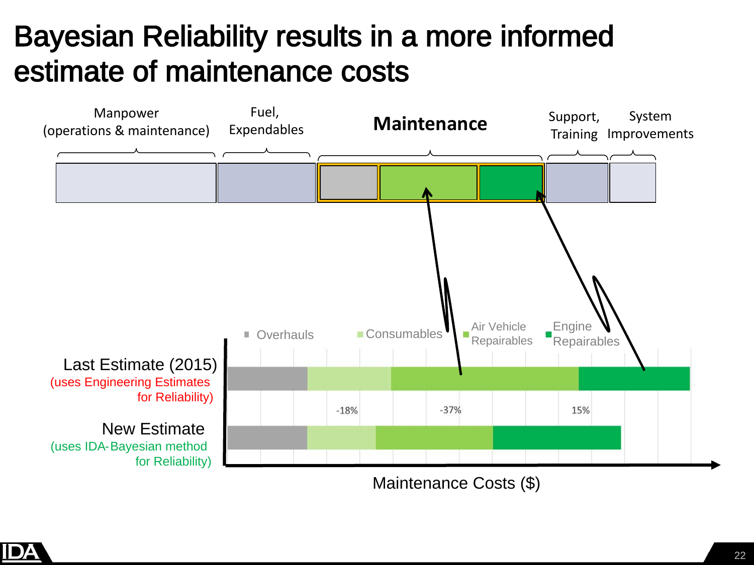# Bayesian Reliability results in a more informed estimate of maintenance costs

Manpower (operations & maintenance)

Fuel, Expendables

**Maintenance**

Support, Training

System Improvements

Overhauls

Consumables

Air Vehicle Repairables

Engine Repairables

Last Estimate (2015)
(uses Engineering Estimates for Reliability)

New Estimate
(uses IDA-Bayesian method for Reliability)

-18%

-37%

15%

Maintenance Costs ($)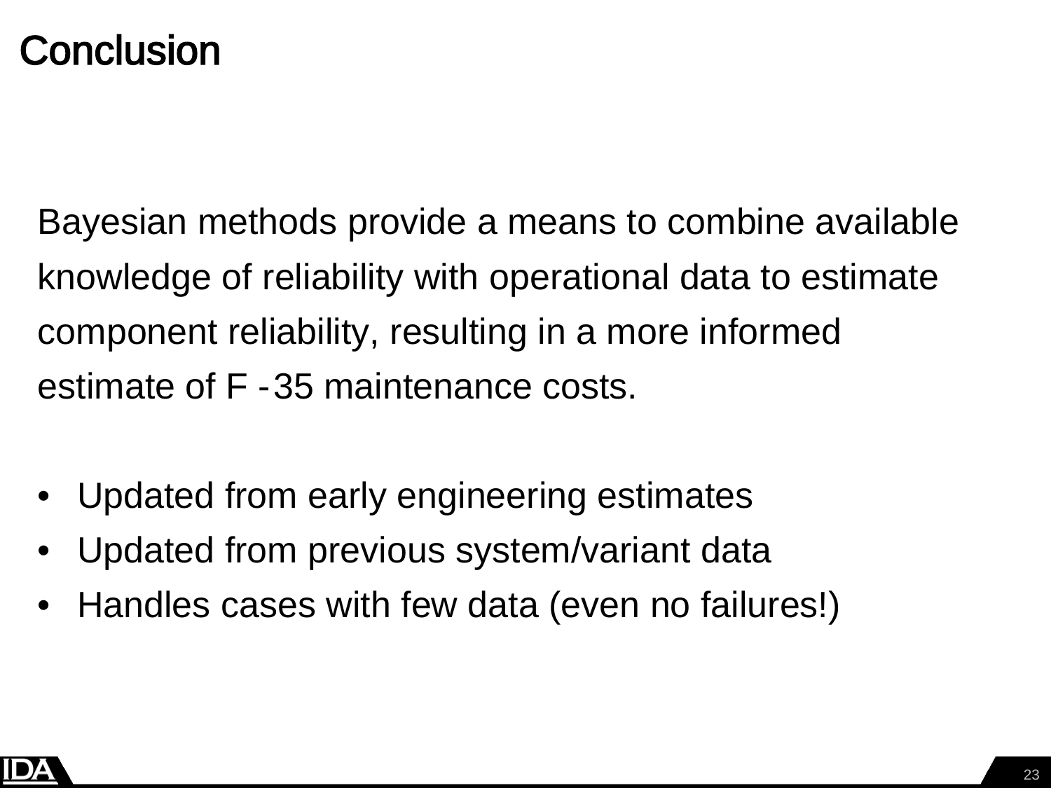# Conclusion

Bayesian methods provide a means to combine available knowledge of reliability with operational data to estimate component reliability, resulting in a more informed estimate of F -35 maintenance costs.

- Updated from early engineering estimates
- Updated from previous system/variant data
- Handles cases with few data (even no failures!)